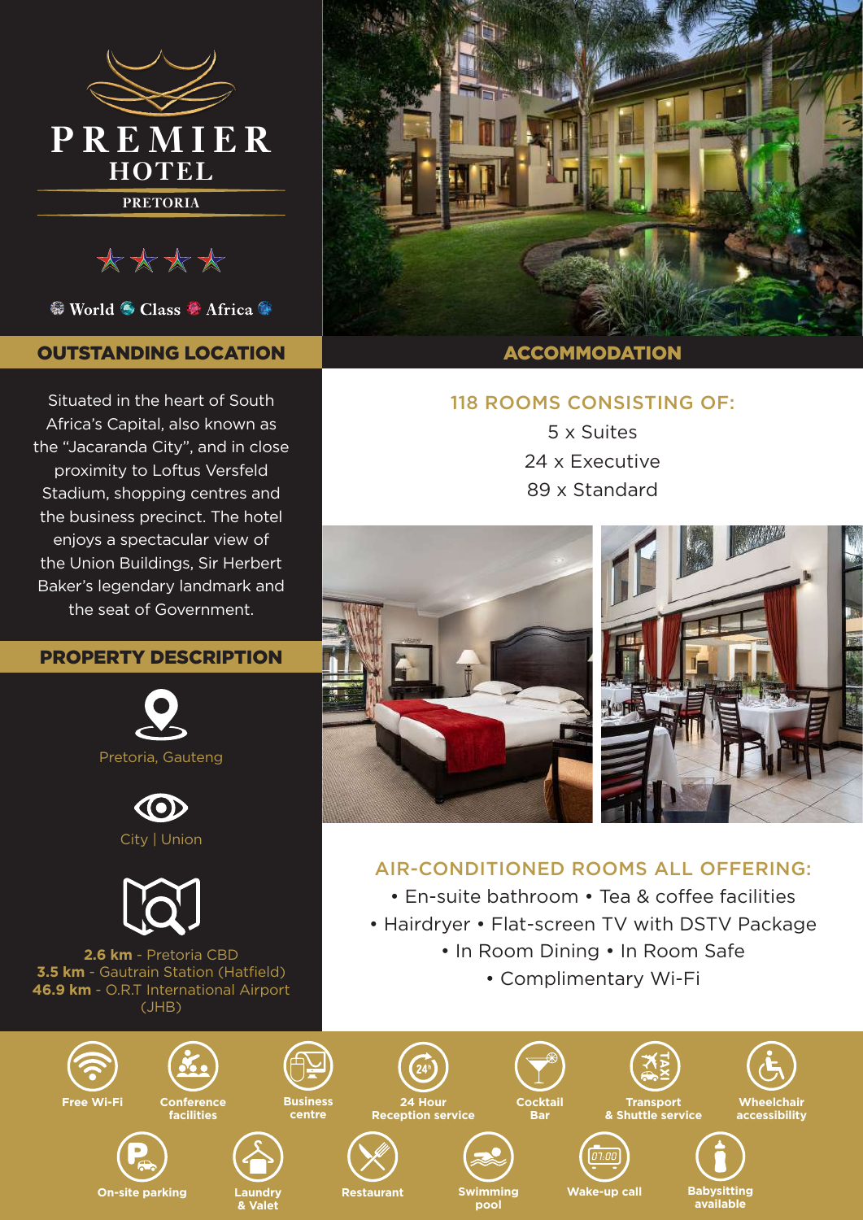# PREMIER HOTEL

PRETORIA

World Class Africa

## OUTSTANDING LOCATION

Situated in the heart of South Africa's Capital, also known as the "Jacaranda City", and in close proximity to Loftus Versfeld Stadium, shopping centres and the business precinct. The hotel enjoys a spectacular view of the Union Buildings, Sir Herbert Baker's legendary landmark and the seat of Government.

## PROPERTY DESCRIPTION

Pretoria, Gauteng

City | Union

**2.6 km** - Pretoria CBD
**3.5 km** - Gautrain Station (Hatfield)
**46.9 km** - O.R.T International Airport (JHB)

## ACCOMMODATION

### 118 ROOMS CONSISTING OF:

5 x Suites
24 x Executive
89 x Standard

### AIR-CONDITIONED ROOMS ALL OFFERING:

- En-suite bathroom
- Tea & coffee facilities
- Hairdryer
- Flat-screen TV with DSTV Package
- In Room Dining
- In Room Safe
- Complimentary Wi-Fi

---

- Free Wi-Fi
- Conference facilities
- Business centre
- 24 Hour Reception service
- Cocktail Bar
- Transport & Shuttle service
- Wheelchair accessibility
- On-site parking
- Laundry & Valet
- Restaurant
- Swimming pool
- Wake-up call
- Babysitting available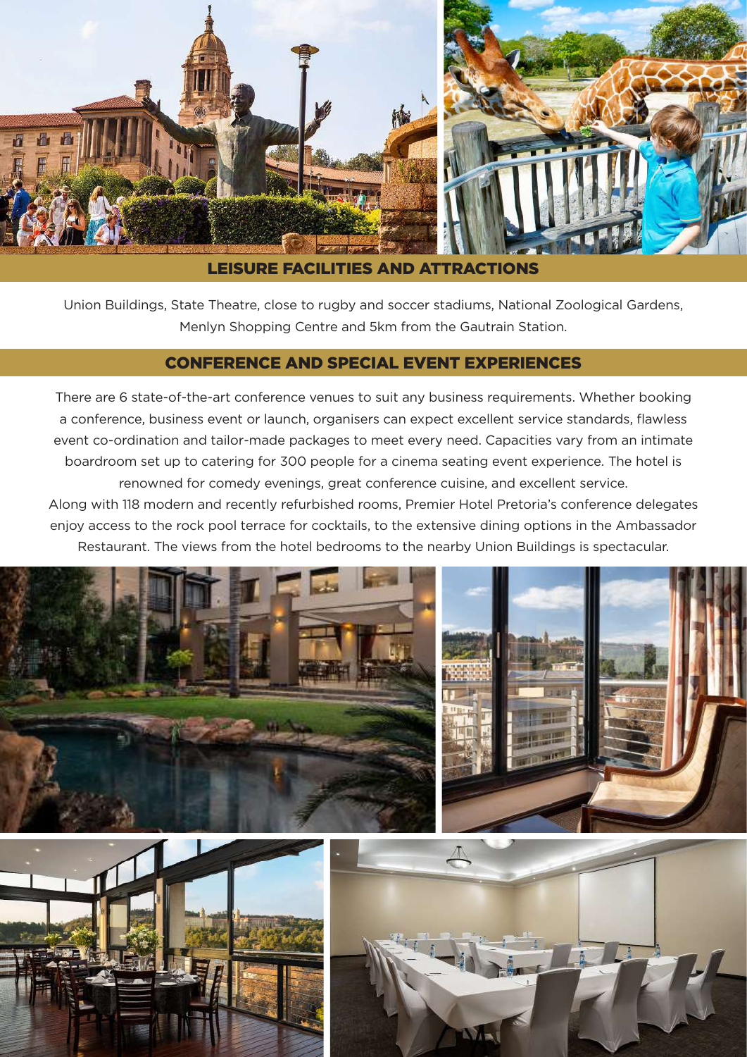## LEISURE FACILITIES AND ATTRACTIONS

Union Buildings, State Theatre, close to rugby and soccer stadiums, National Zoological Gardens, Menlyn Shopping Centre and 5km from the Gautrain Station.

## CONFERENCE AND SPECIAL EVENT EXPERIENCES

There are 6 state-of-the-art conference venues to suit any business requirements. Whether booking a conference, business event or launch, organisers can expect excellent service standards, flawless event co-ordination and tailor-made packages to meet every need. Capacities vary from an intimate boardroom set up to catering for 300 people for a cinema seating event experience. The hotel is renowned for comedy evenings, great conference cuisine, and excellent service.

Along with 118 modern and recently refurbished rooms, Premier Hotel Pretoria's conference delegates enjoy access to the rock pool terrace for cocktails, to the extensive dining options in the Ambassador Restaurant. The views from the hotel bedrooms to the nearby Union Buildings is spectacular.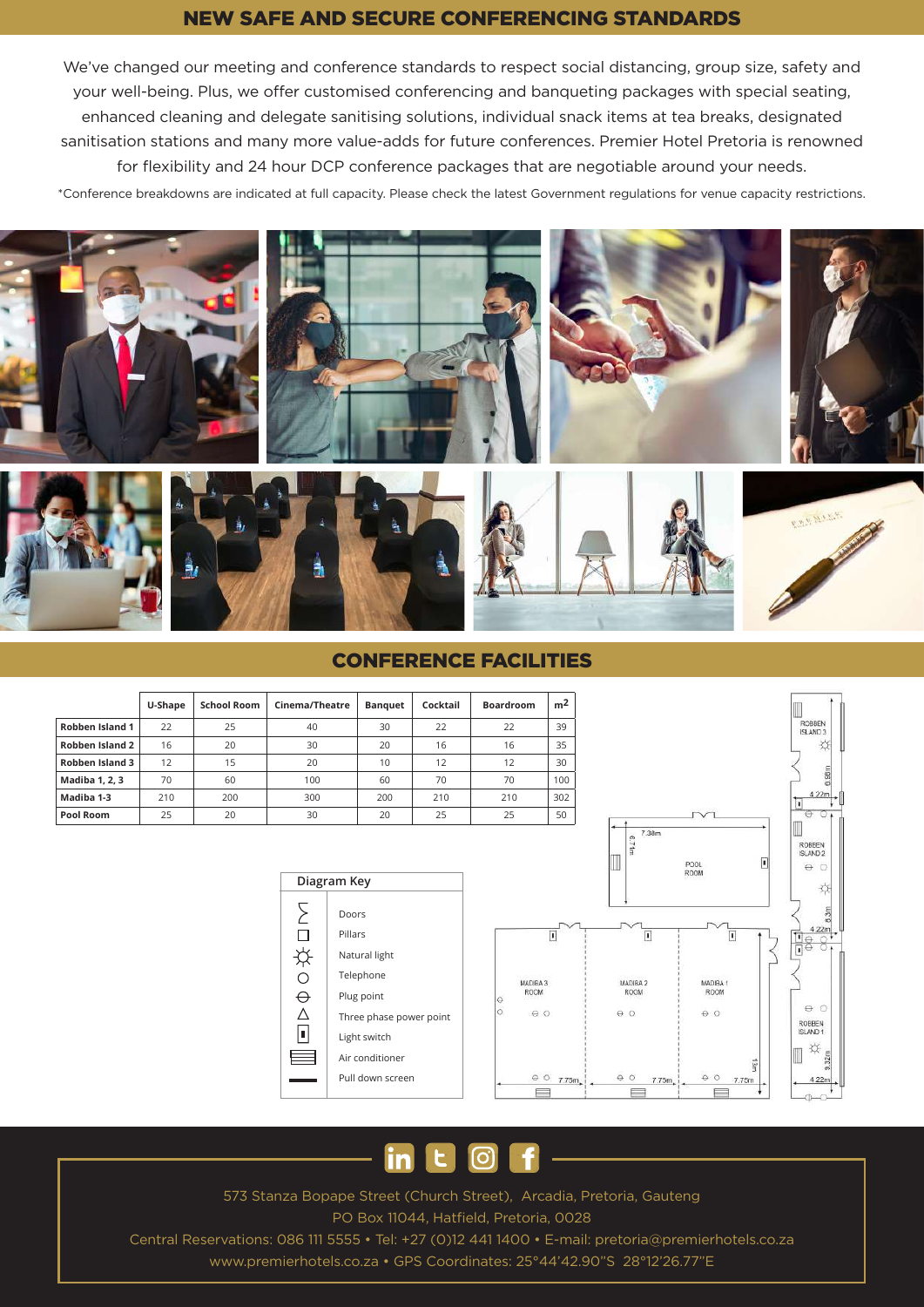## NEW SAFE AND SECURE CONFERENCING STANDARDS

We've changed our meeting and conference standards to respect social distancing, group size, safety and your well-being. Plus, we offer customised conferencing and banqueting packages with special seating, enhanced cleaning and delegate sanitising solutions, individual snack items at tea breaks, designated sanitisation stations and many more value-adds for future conferences. Premier Hotel Pretoria is renowned for flexibility and 24 hour DCP conference packages that are negotiable around your needs.

*Conference breakdowns are indicated at full capacity. Please check the latest Government regulations for venue capacity restrictions.

## CONFERENCE FACILITIES

| | U-Shape | School Room | Cinema/Theatre | Banquet | Cocktail | Boardroom | $m^2$ |
|---|---|---|---|---|---|---|---|
| **Robben Island 1** | 22 | 25 | 40 | 30 | 22 | 22 | 39 |
| **Robben Island 2** | 16 | 20 | 30 | 20 | 16 | 16 | 35 |
| **Robben Island 3** | 12 | 15 | 20 | 10 | 12 | 12 | 30 |
| **Madiba 1, 2, 3** | 70 | 60 | 100 | 60 | 70 | 70 | 100 |
| **Madiba 1-3** | 210 | 200 | 300 | 200 | 210 | 210 | 302 |
| **Pool Room** | 25 | 20 | 30 | 20 | 25 | 25 | 50 |

**Diagram Key**

- Doors
- Pillars
- Natural light
- Telephone
- Plug point
- Three phase power point
- Light switch
- Air conditioner
- Pull down screen

ROBBEN ISLAND 3
6.98m
4.22m
ROBBEN ISLAND 2
8.3m
4.22m
ROBBEN ISLAND 1
9.32m
4.22m
POOL ROOM
7.38m
6.71m
MADIBA 3 ROOM
MADIBA 2 ROOM
MADIBA 1 ROOM
7.75m
7.75m
7.75m
13m

573 Stanza Bopape Street (Church Street), Arcadia, Pretoria, Gauteng
PO Box 11044, Hatfield, Pretoria, 0028
Central Reservations: 086 111 5555 • Tel: +27 (0)12 441 1400 • E-mail: pretoria@premierhotels.co.za
www.premierhotels.co.za • GPS Coordinates: 25°44'42.90"S 28°12'26.77"E